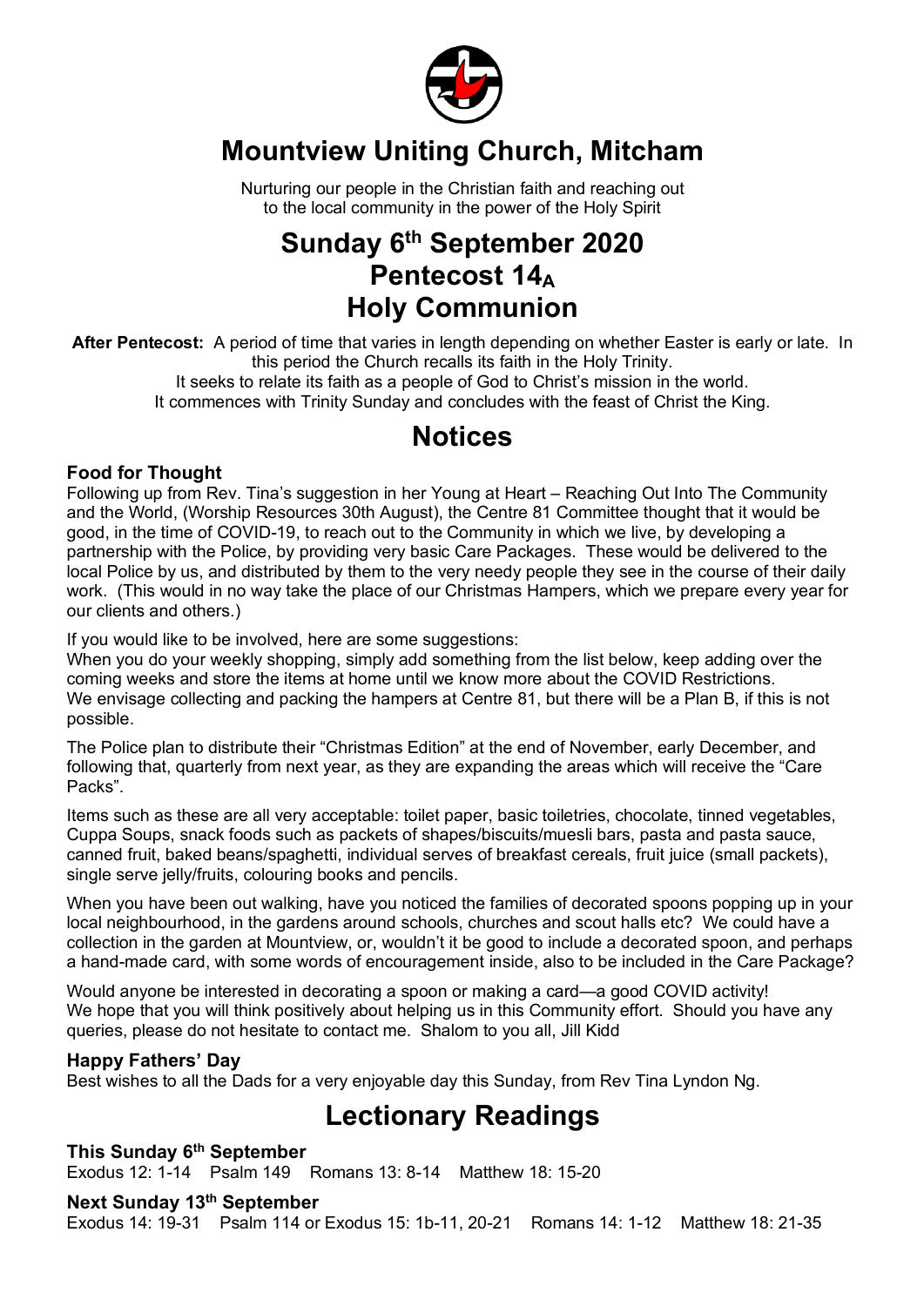# Mountview Uniting Church, Mitcham

Nurturing our people in the Christian faith and reaching out to the local community in the power of the Holy Spirit

## Sunday 6th September 2020
## Pentecost $14_A$
## Holy Communion

**After Pentecost:** A period of time that varies in length depending on whether Easter is early or late. In this period the Church recalls its faith in the Holy Trinity.
It seeks to relate its faith as a people of God to Christ's mission in the world.
It commences with Trinity Sunday and concludes with the feast of Christ the King.

# Notices

### Food for Thought

Following up from Rev. Tina's suggestion in her Young at Heart – Reaching Out Into The Community and the World, (Worship Resources 30th August), the Centre 81 Committee thought that it would be good, in the time of COVID-19, to reach out to the Community in which we live, by developing a partnership with the Police, by providing very basic Care Packages. These would be delivered to the local Police by us, and distributed by them to the very needy people they see in the course of their daily work. (This would in no way take the place of our Christmas Hampers, which we prepare every year for our clients and others.)

If you would like to be involved, here are some suggestions:
When you do your weekly shopping, simply add something from the list below, keep adding over the coming weeks and store the items at home until we know more about the COVID Restrictions.
We envisage collecting and packing the hampers at Centre 81, but there will be a Plan B, if this is not possible.

The Police plan to distribute their "Christmas Edition" at the end of November, early December, and following that, quarterly from next year, as they are expanding the areas which will receive the "Care Packs".

Items such as these are all very acceptable: toilet paper, basic toiletries, chocolate, tinned vegetables, Cuppa Soups, snack foods such as packets of shapes/biscuits/muesli bars, pasta and pasta sauce, canned fruit, baked beans/spaghetti, individual serves of breakfast cereals, fruit juice (small packets), single serve jelly/fruits, colouring books and pencils.

When you have been out walking, have you noticed the families of decorated spoons popping up in your local neighbourhood, in the gardens around schools, churches and scout halls etc? We could have a collection in the garden at Mountview, or, wouldn't it be good to include a decorated spoon, and perhaps a hand-made card, with some words of encouragement inside, also to be included in the Care Package?

Would anyone be interested in decorating a spoon or making a card—a good COVID activity!
We hope that you will think positively about helping us in this Community effort. Should you have any queries, please do not hesitate to contact me. Shalom to you all, Jill Kidd

### Happy Fathers' Day

Best wishes to all the Dads for a very enjoyable day this Sunday, from Rev Tina Lyndon Ng.

# Lectionary Readings

### This Sunday 6th September

Exodus 12: 1-14 Psalm 149 Romans 13: 8-14 Matthew 18: 15-20

### Next Sunday 13th September

Exodus 14: 19-31 Psalm 114 or Exodus 15: 1b-11, 20-21 Romans 14: 1-12 Matthew 18: 21-35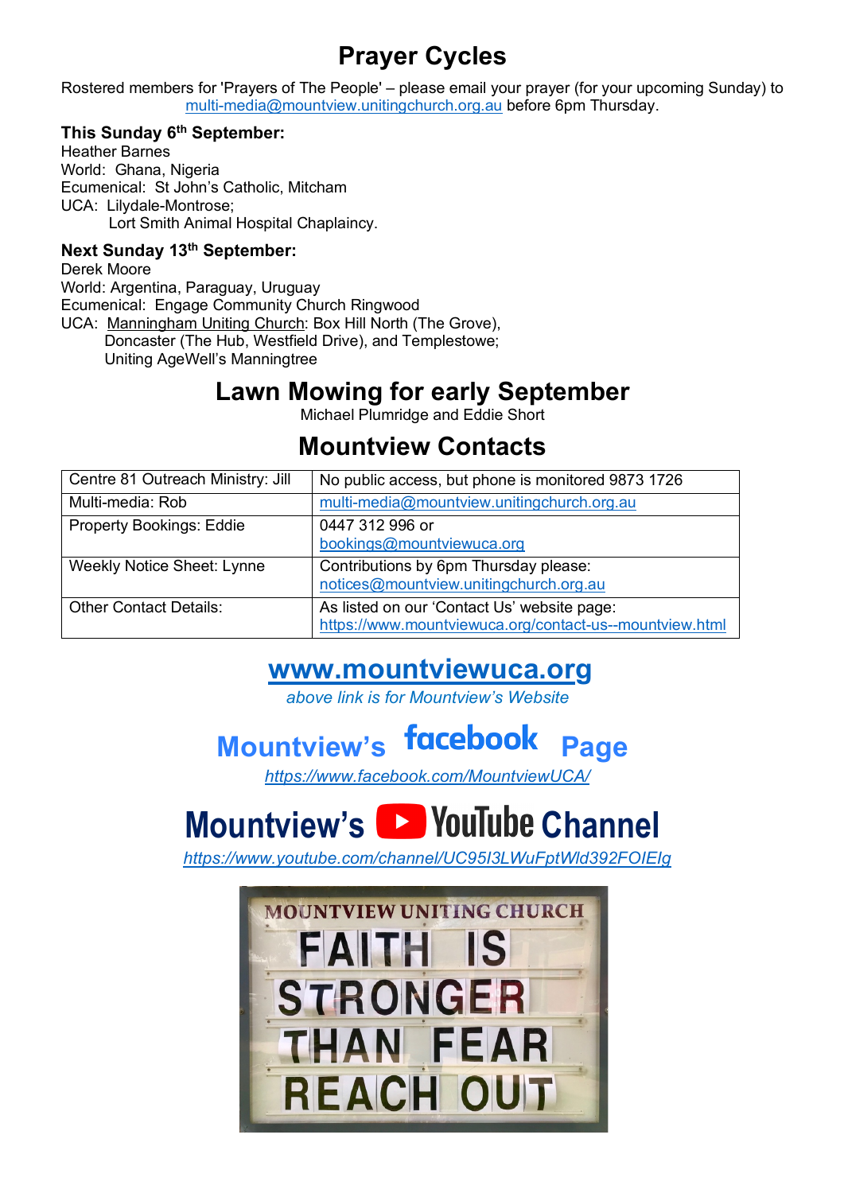# Prayer Cycles

Rostered members for 'Prayers of The People' – please email your prayer (for your upcoming Sunday) to multi-media@mountview.unitingchurch.org.au before 6pm Thursday.

**This Sunday 6th September:**
Heather Barnes
World: Ghana, Nigeria
Ecumenical: St John's Catholic, Mitcham
UCA: Lilydale-Montrose;
Lort Smith Animal Hospital Chaplaincy.

**Next Sunday 13th September:**
Derek Moore
World: Argentina, Paraguay, Uruguay
Ecumenical: Engage Community Church Ringwood
UCA: Manningham Uniting Church: Box Hill North (The Grove), Doncaster (The Hub, Westfield Drive), and Templestowe;
Uniting AgeWell's Manningtree

## Lawn Mowing for early September

Michael Plumridge and Eddie Short

## Mountview Contacts

| | |
|---|---|
| Centre 81 Outreach Ministry: Jill | No public access, but phone is monitored 9873 1726 |
| Multi-media: Rob | multi-media@mountview.unitingchurch.org.au |
| Property Bookings: Eddie | 0447 312 996 or bookings@mountviewuca.org |
| Weekly Notice Sheet: Lynne | Contributions by 6pm Thursday please: notices@mountview.unitingchurch.org.au |
| Other Contact Details: | As listed on our 'Contact Us' website page: https://www.mountviewuca.org/contact-us--mountview.html |

**www.mountviewuca.org**

*above link is for Mountview's Website*

**Mountview's facebook Page**

*https://www.facebook.com/MountviewUCA/*

**Mountview's YouTube Channel**

*https://www.youtube.com/channel/UC95I3LWuFptWld392FOIElg*

MOUNTVIEW UNITING CHURCH
FAITH IS STRONGER THAN FEAR
REACH OUT